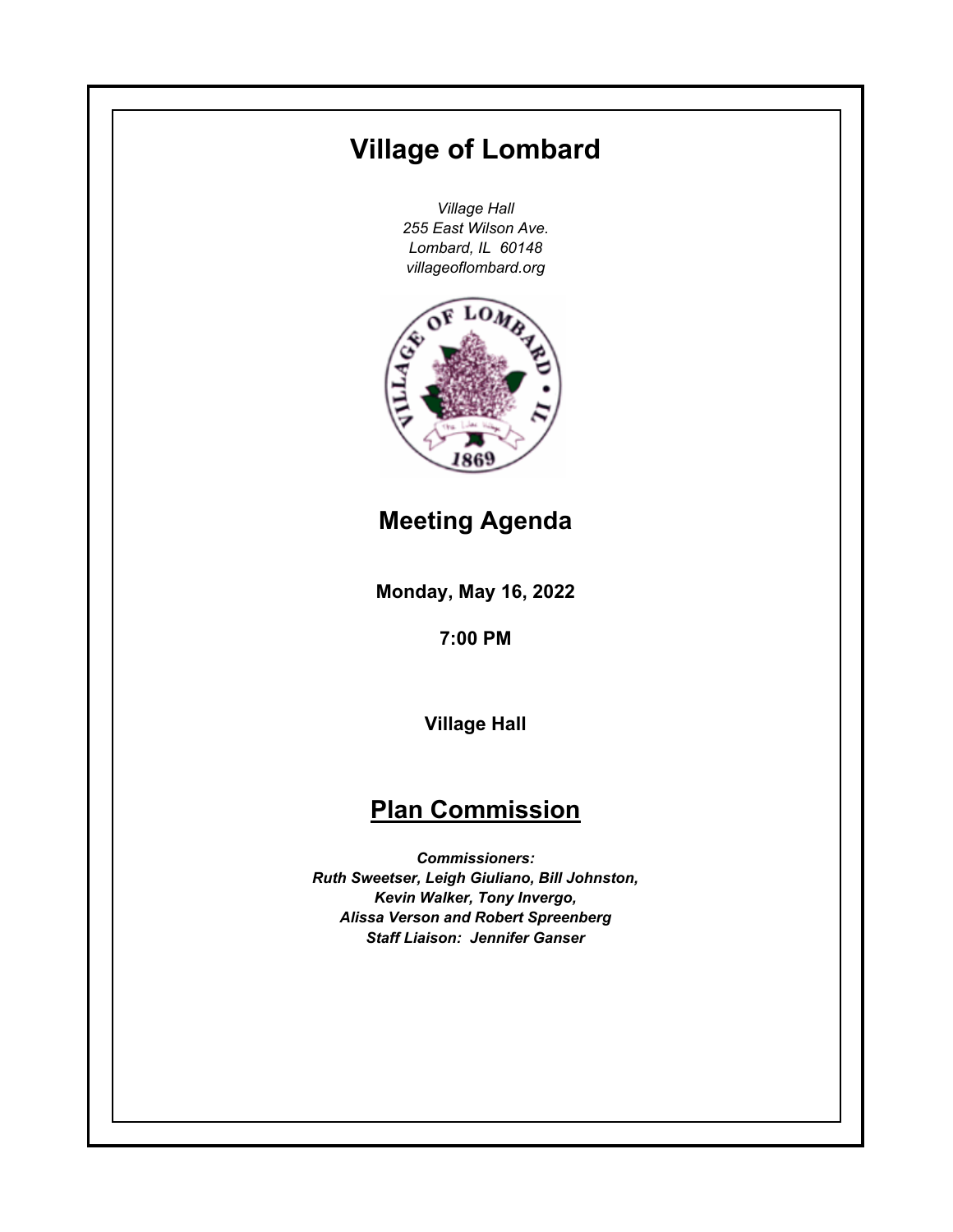# Village of Lombard

*Village Hall*
*255 East Wilson Ave.*
*Lombard, IL 60148*
*villageoflombard.org*

## Meeting Agenda

**Monday, May 16, 2022**

**7:00 PM**

**Village Hall**

## Plan Commission

***Commissioners:***
***Ruth Sweetser, Leigh Giuliano, Bill Johnston,***
***Kevin Walker, Tony Invergo,***
***Alissa Verson and Robert Spreenberg***
***Staff Liaison: Jennifer Ganser***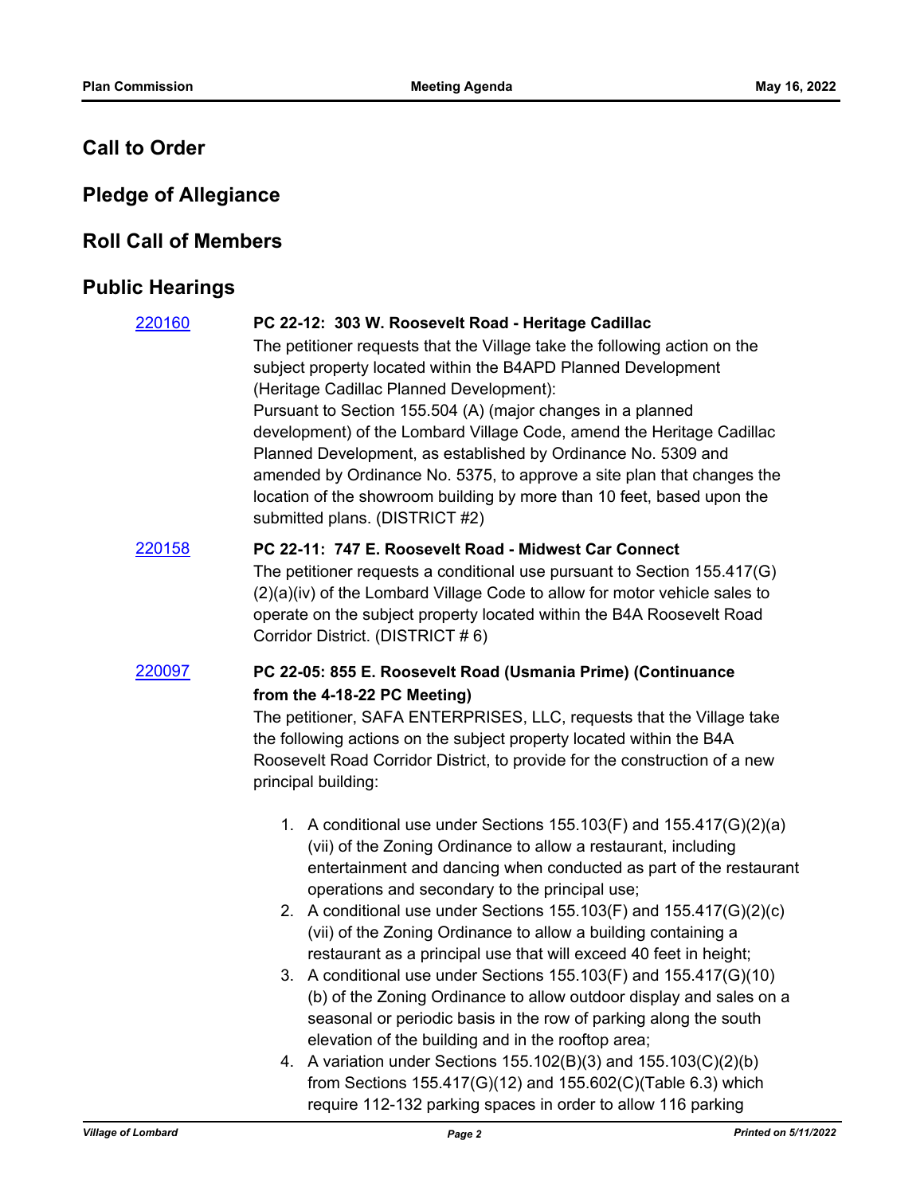## Call to Order

## Pledge of Allegiance

## Roll Call of Members

## Public Hearings

[220160](220160)

**PC 22-12: 303 W. Roosevelt Road - Heritage Cadillac**

The petitioner requests that the Village take the following action on the subject property located within the B4APD Planned Development (Heritage Cadillac Planned Development):

Pursuant to Section 155.504 (A) (major changes in a planned development) of the Lombard Village Code, amend the Heritage Cadillac Planned Development, as established by Ordinance No. 5309 and amended by Ordinance No. 5375, to approve a site plan that changes the location of the showroom building by more than 10 feet, based upon the submitted plans. (DISTRICT #2)

[220158](220158)

**PC 22-11: 747 E. Roosevelt Road - Midwest Car Connect**

The petitioner requests a conditional use pursuant to Section 155.417(G)(2)(a)(iv) of the Lombard Village Code to allow for motor vehicle sales to operate on the subject property located within the B4A Roosevelt Road Corridor District. (DISTRICT # 6)

[220097](220097)

**PC 22-05: 855 E. Roosevelt Road (Usmania Prime) (Continuance from the 4-18-22 PC Meeting)**

The petitioner, SAFA ENTERPRISES, LLC, requests that the Village take the following actions on the subject property located within the B4A Roosevelt Road Corridor District, to provide for the construction of a new principal building:

1. A conditional use under Sections 155.103(F) and 155.417(G)(2)(a)(vii) of the Zoning Ordinance to allow a restaurant, including entertainment and dancing when conducted as part of the restaurant operations and secondary to the principal use;
2. A conditional use under Sections 155.103(F) and 155.417(G)(2)(c)(vii) of the Zoning Ordinance to allow a building containing a restaurant as a principal use that will exceed 40 feet in height;
3. A conditional use under Sections 155.103(F) and 155.417(G)(10)(b) of the Zoning Ordinance to allow outdoor display and sales on a seasonal or periodic basis in the row of parking along the south elevation of the building and in the rooftop area;
4. A variation under Sections 155.102(B)(3) and 155.103(C)(2)(b) from Sections 155.417(G)(12) and 155.602(C)(Table 6.3) which require 112-132 parking spaces in order to allow 116 parking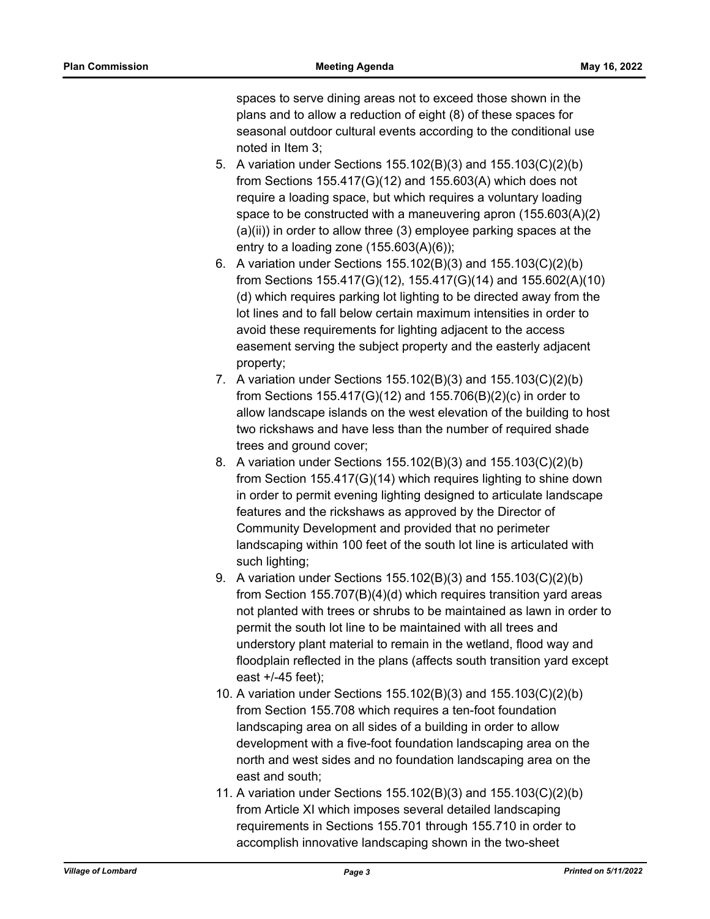spaces to serve dining areas not to exceed those shown in the plans and to allow a reduction of eight (8) of these spaces for seasonal outdoor cultural events according to the conditional use noted in Item 3;

5. A variation under Sections 155.102(B)(3) and 155.103(C)(2)(b) from Sections 155.417(G)(12) and 155.603(A) which does not require a loading space, but which requires a voluntary loading space to be constructed with a maneuvering apron (155.603(A)(2)(a)(ii)) in order to allow three (3) employee parking spaces at the entry to a loading zone (155.603(A)(6));
6. A variation under Sections 155.102(B)(3) and 155.103(C)(2)(b) from Sections 155.417(G)(12), 155.417(G)(14) and 155.602(A)(10)(d) which requires parking lot lighting to be directed away from the lot lines and to fall below certain maximum intensities in order to avoid these requirements for lighting adjacent to the access easement serving the subject property and the easterly adjacent property;
7. A variation under Sections 155.102(B)(3) and 155.103(C)(2)(b) from Sections 155.417(G)(12) and 155.706(B)(2)(c) in order to allow landscape islands on the west elevation of the building to host two rickshaws and have less than the number of required shade trees and ground cover;
8. A variation under Sections 155.102(B)(3) and 155.103(C)(2)(b) from Section 155.417(G)(14) which requires lighting to shine down in order to permit evening lighting designed to articulate landscape features and the rickshaws as approved by the Director of Community Development and provided that no perimeter landscaping within 100 feet of the south lot line is articulated with such lighting;
9. A variation under Sections 155.102(B)(3) and 155.103(C)(2)(b) from Section 155.707(B)(4)(d) which requires transition yard areas not planted with trees or shrubs to be maintained as lawn in order to permit the south lot line to be maintained with all trees and understory plant material to remain in the wetland, flood way and floodplain reflected in the plans (affects south transition yard except east +/-45 feet);
10. A variation under Sections 155.102(B)(3) and 155.103(C)(2)(b) from Section 155.708 which requires a ten-foot foundation landscaping area on all sides of a building in order to allow development with a five-foot foundation landscaping area on the north and west sides and no foundation landscaping area on the east and south;
11. A variation under Sections 155.102(B)(3) and 155.103(C)(2)(b) from Article XI which imposes several detailed landscaping requirements in Sections 155.701 through 155.710 in order to accomplish innovative landscaping shown in the two-sheet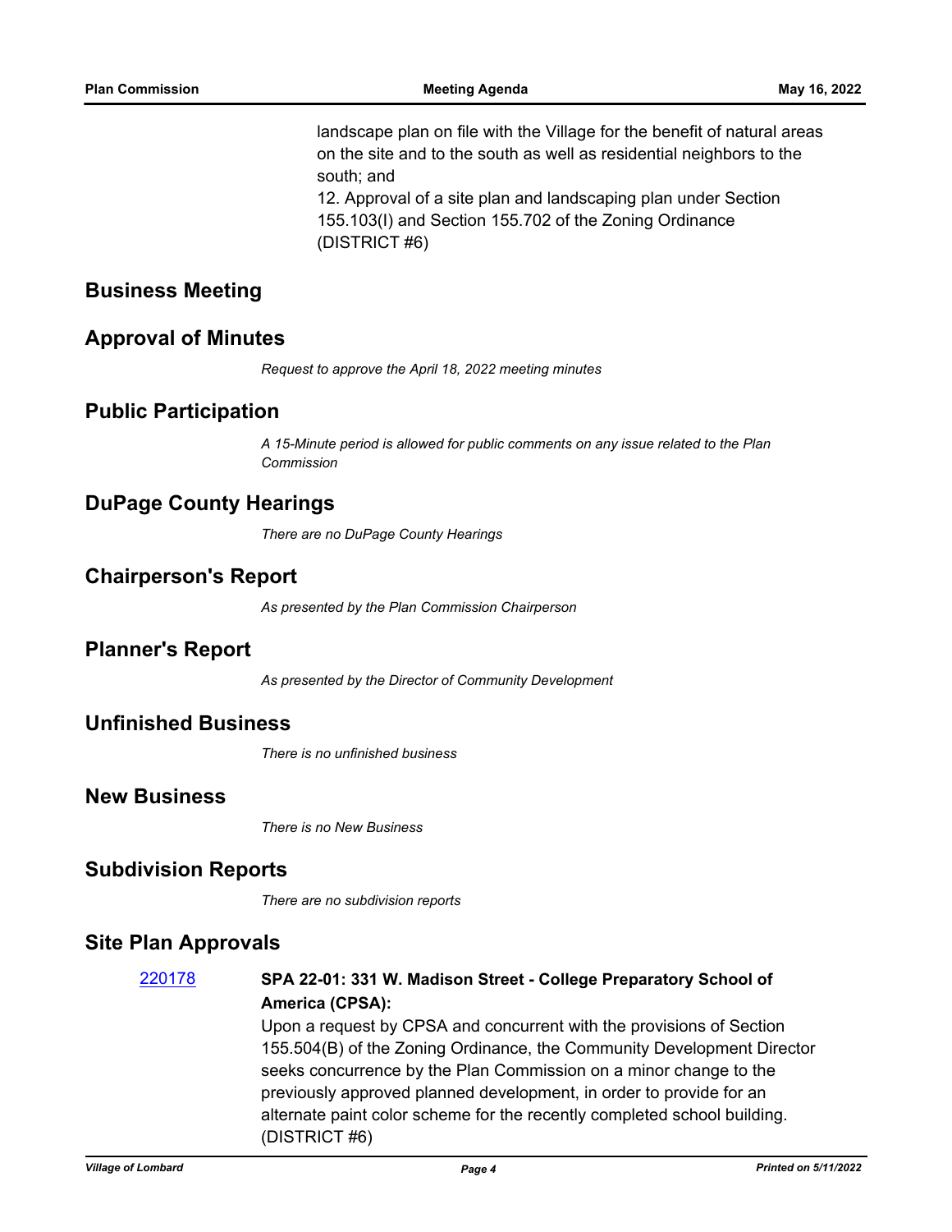landscape plan on file with the Village for the benefit of natural areas on the site and to the south as well as residential neighbors to the south; and

12. Approval of a site plan and landscaping plan under Section 155.103(I) and Section 155.702 of the Zoning Ordinance (DISTRICT #6)

## Business Meeting

## Approval of Minutes

*Request to approve the April 18, 2022 meeting minutes*

## Public Participation

*A 15-Minute period is allowed for public comments on any issue related to the Plan Commission*

## DuPage County Hearings

*There are no DuPage County Hearings*

## Chairperson's Report

*As presented by the Plan Commission Chairperson*

## Planner's Report

*As presented by the Director of Community Development*

## Unfinished Business

*There is no unfinished business*

## New Business

*There is no New Business*

## Subdivision Reports

*There are no subdivision reports*

## Site Plan Approvals

220178 **SPA 22-01: 331 W. Madison Street - College Preparatory School of America (CPSA):**

Upon a request by CPSA and concurrent with the provisions of Section 155.504(B) of the Zoning Ordinance, the Community Development Director seeks concurrence by the Plan Commission on a minor change to the previously approved planned development, in order to provide for an alternate paint color scheme for the recently completed school building. (DISTRICT #6)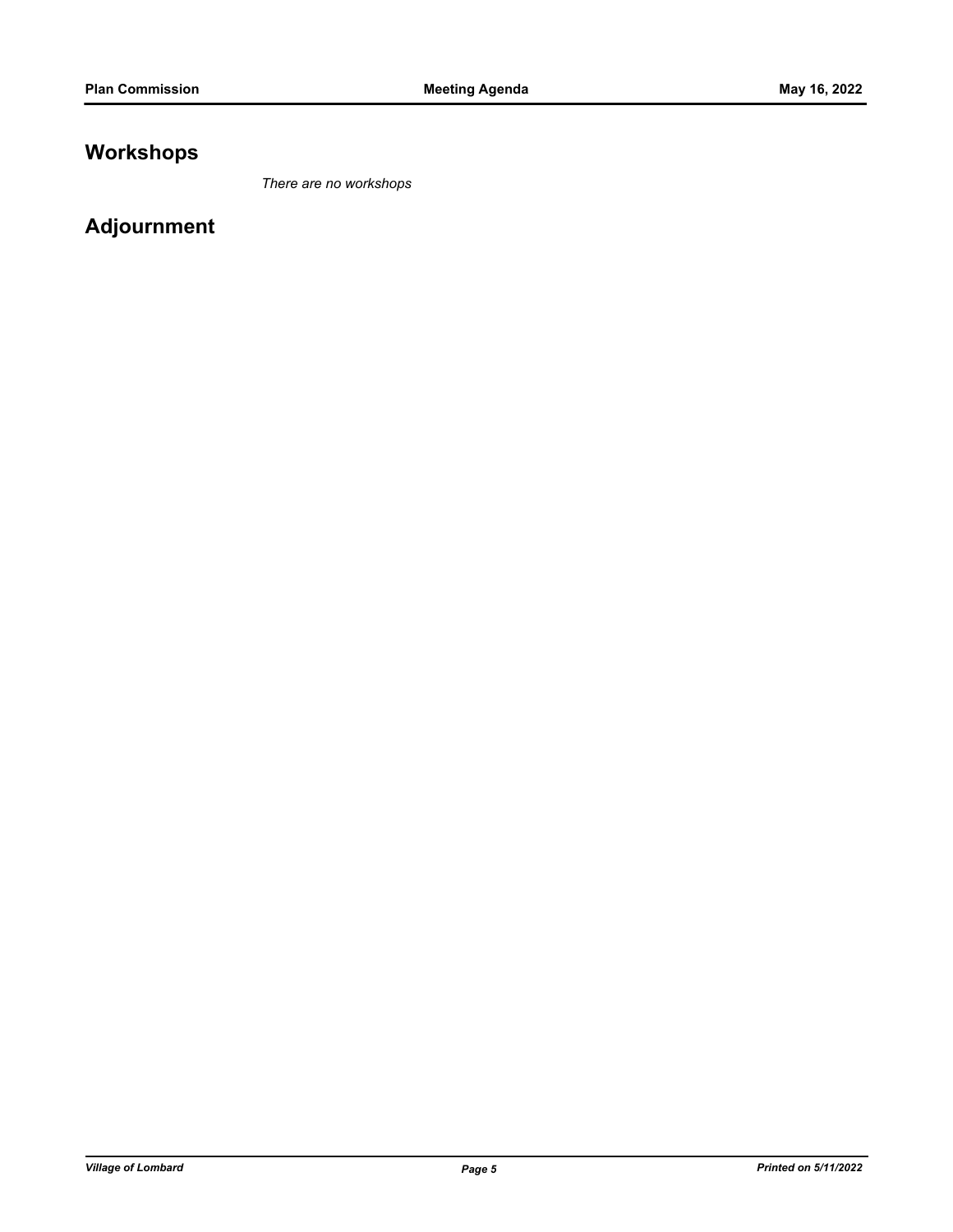## Workshops

*There are no workshops*

## Adjournment